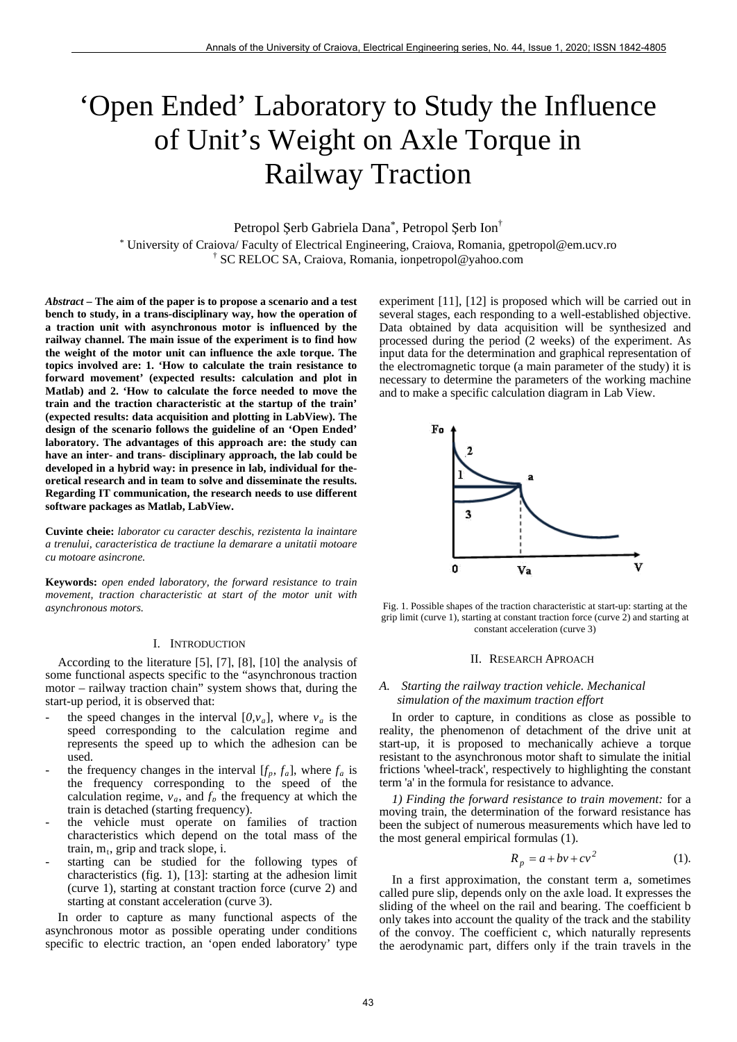# 'Open Ended' Laboratory to Study the Influence of Unit's Weight on Axle Torque in Railway Traction

Petropol Şerb Gabriela Dana[*], Petropol Şerb Ion[†]

[*] University of Craiova/ Faculty of Electrical Engineering, Craiova, Romania, gpetropol@em.ucv.ro
[†] SC RELOC SA, Craiova, Romania, ionpetropol@yahoo.com

***Abstract*** **– The aim of the paper is to propose a scenario and a test bench to study, in a trans-disciplinary way, how the operation of a traction unit with asynchronous motor is influenced by the railway channel. The main issue of the experiment is to find how the weight of the motor unit can influence the axle torque. The topics involved are: 1. 'How to calculate the train resistance to forward movement' (expected results: calculation and plot in Matlab) and 2. 'How to calculate the force needed to move the train and the traction characteristic at the startup of the train' (expected results: data acquisition and plotting in LabView). The design of the scenario follows the guideline of an 'Open Ended' laboratory. The advantages of this approach are: the study can have an inter- and trans- disciplinary approach, the lab could be developed in a hybrid way: in presence in lab, individual for theoretical research and in team to solve and disseminate the results. Regarding IT communication, the research needs to use different software packages as Matlab, LabView.**

**Cuvinte cheie:** *laborator cu caracter deschis, rezistenta la inaintare a trenului, caracteristica de tractiune la demarare a unitatii motoare cu motoare asincrone.*

**Keywords:** *open ended laboratory, the forward resistance to train movement, traction characteristic at start of the motor unit with asynchronous motors.*

## I. Introduction

According to the literature [5], [7], [8], [10] the analysis of some functional aspects specific to the "asynchronous traction motor – railway traction chain" system shows that, during the start-up period, it is observed that:

- the speed changes in the interval $[0,v_a]$, where $v_a$ is the speed corresponding to the calculation regime and represents the speed up to which the adhesion can be used.
- the frequency changes in the interval $[f_p, f_a]$, where $f_a$ is the frequency corresponding to the speed of the calculation regime, $v_a$, and $f_p$ the frequency at which the train is detached (starting frequency).
- the vehicle must operate on families of traction characteristics which depend on the total mass of the train, $m_t$, grip and track slope, i.
- starting can be studied for the following types of characteristics (fig. 1), [13]: starting at the adhesion limit (curve 1), starting at constant traction force (curve 2) and starting at constant acceleration (curve 3).

In order to capture as many functional aspects of the asynchronous motor as possible operating under conditions specific to electric traction, an 'open ended laboratory' type experiment [11], [12] is proposed which will be carried out in several stages, each responding to a well-established objective. Data obtained by data acquisition will be synthesized and processed during the period (2 weeks) of the experiment. As input data for the determination and graphical representation of the electromagnetic torque (a main parameter of the study) it is necessary to determine the parameters of the working machine and to make a specific calculation diagram in Lab View.

Fig. 1. Possible shapes of the traction characteristic at start-up: starting at the grip limit (curve 1), starting at constant traction force (curve 2) and starting at constant acceleration (curve 3)

## II. Research Aproach

### A. Starting the railway traction vehicle. Mechanical simulation of the maximum traction effort

In order to capture, in conditions as close as possible to reality, the phenomenon of detachment of the drive unit at start-up, it is proposed to mechanically achieve a torque resistant to the asynchronous motor shaft to simulate the initial frictions 'wheel-track', respectively to highlighting the constant term 'a' in the formula for resistance to advance.

*1) Finding the forward resistance to train movement:* for a moving train, the determination of the forward resistance has been the subject of numerous measurements which have led to the most general empirical formulas (1).

$$R_p = a + bv + cv^2 \quad (1).$$

In a first approximation, the constant term a, sometimes called pure slip, depends only on the axle load. It expresses the sliding of the wheel on the rail and bearing. The coefficient b only takes into account the quality of the track and the stability of the convoy. The coefficient c, which naturally represents the aerodynamic part, differs only if the train travels in the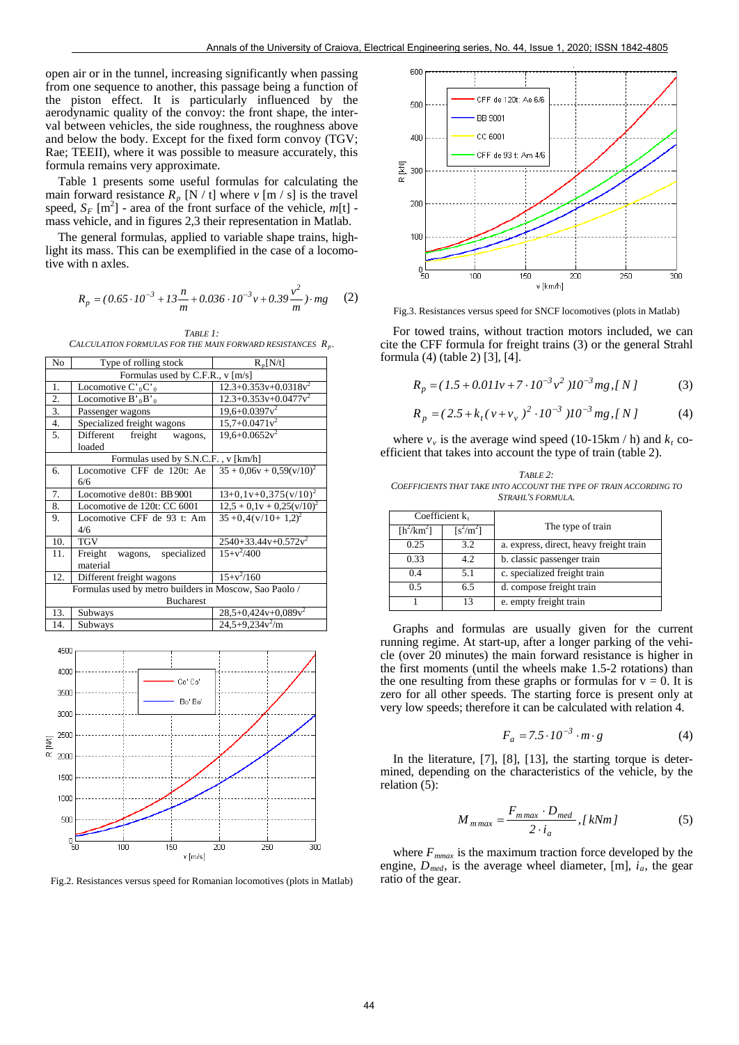open air or in the tunnel, increasing significantly when passing from one sequence to another, this passage beling a function of the piston effect. It is particularly influenced by the aerodynamic quality of the convoy: the front shape, the interval between vehicles, the side roughness, the roughness above and below the body. Except for the fixed formula convoy (TGV; Rae; TEEII), where it was possible to measure accurately, this formula remains very approximate.

Table 1 presents some useful formulas for calculating the main forward resistance $R_p$ [N / t] where $v$ [m / s] is the travel speed, $S_F$ [m$^2$] - area of the front surface of the vehicle, $m$[t] - mass vehicle, and in figures 2,3 their representation in Matlab.

The general formulas, applied to variable shape trains, highlight its mass. This can be exemplified in the case of a locomotive with n axles.

$$R_p = (0.65 \cdot 10^{-3} + 13\frac{n}{m} + 0.036 \cdot 10^{-3} v + 0.39\frac{v^2}{m}) \cdot mg \qquad (2)$$

TABLE 1:
CALCULATION FORMULAS FOR THE MAIN FORWARD RESISTANCES $R_p$.

| No | Type of rolling stock | $R_p$[N/t] |
|---|---|---|
| | Formulas used by C.F.R., v [m/s] | |
| 1. | Locomotive $C'_0C'_0$ | $12.3+0.353v+0.0318v^2$ |
| 2. | Locomotive $B'_0B'_0$ | $12.3+0.353v+0.0477v^2$ |
| 3. | Passenger wagons | $19,6+0.0397v^2$ |
| 4. | Specialized freight wagons | $15,7+0.0471v^2$ |
| 5. | Different freight wagons, loaded | $19,6+0.0652v^2$ |
| | Formulas used by S.N.C.F. , v [km/h] | |
| 6. | Locomotive CFF de 120t: Ae 6/6 | $35 + 0,06v + 0,59(v/10)^2$ |
| 7. | Locomotive de80t: BB9001 | $13+0,1v+0,375(v/10)^2$ |
| 8. | Locomotive de 120t: CC 6001 | $12,5 + 0,1v + 0,25(v/10)^2$ |
| 9. | Locomotive CFF de 93 t: Am 4/6 | $35 +0,4(v/10+ 1,2)^2$ |
| 10. | TGV | $2540+33.44v+0.572v^2$ |
| 11. | Freight wagons, specialized material | $15+v^2/400$ |
| 12. | Different freight wagons | $15+v^2/160$ |
| | Formulas used by metro builders in Moscow, Sao Paolo / Bucharest | |
| 13. | Subways | $28,5+0,424v+0,089v^2$ |
| 14. | Subways | $24,5+9,234v^2/m$ |

Fig.2. Resistances versus speed for Romanian locomotives (plots in Matlab)

Fig.3. Resistances versus speed for SNCF locomotives (plots in Matlab)

For towed trains, without traction motors included, we can cite the CFF formula for freight trains (3) or the general Strahl formula (4) (table 2) [3], [4].

$$R_p = (1.5 + 0.011v + 7 \cdot 10^{-3} v^2 )10^{-3} mg, [N] \qquad (3)$$

$$R_p = (2.5 + k_t (v + v_v)^2 \cdot 10^{-3} )10^{-3} mg, [N] \qquad (4)$$

where $v_v$ is the average wind speed (10-15km / h) and $k_t$ coefficient that takes into account the type of train (table 2).

TABLE 2:
COEFFICIENTS THAT TAKE INTO ACCOUNT THE TYPE OF TRAIN ACCORDING TO STRAHL'S FORMULA.

| Coefficient $k_t$ | | The type of train |
|---|---|---|
| [h$^2$/km$^2$] | [s$^2$/m$^2$] | |
| 0.25 | 3.2 | a. express, direct, heavy freight train |
| 0.33 | 4.2 | b. classic passenger train |
| 0.4 | 5.1 | c. specialized freight train |
| 0.5 | 6.5 | d. compose freight train |
| 1 | 13 | e. empty freight train |

Graphs and formulas are usually given for the current running regime. At start-up, after a longer parking of the vehicle (over 20 minutes) the main forward resistance is higher in the first moments (until the wheels make 1.5-2 rotations) than the one resulting from these graphs or formulas for v = 0. It is zero for all other speeds. The starting force is present only at very low speeds; therefore it can be calculated with relation 4.

$$F_a = 7.5 \cdot 10^{-3} \cdot m \cdot g \qquad (4)$$

In the literature, [7], [8], [13], the starting torque is determined, depending on the characteristics of the vehicle, by the relation (5):

$$M_{m\,max} = \frac{F_{m\,max} \cdot D_{med}}{2 \cdot i_a}, [kNm] \qquad (5)$$

where $F_{mmax}$ is the maximum traction force developed by the engine, $D_{med}$, is the average wheel diameter, [m], $i_a$, the gear ratio of the gear.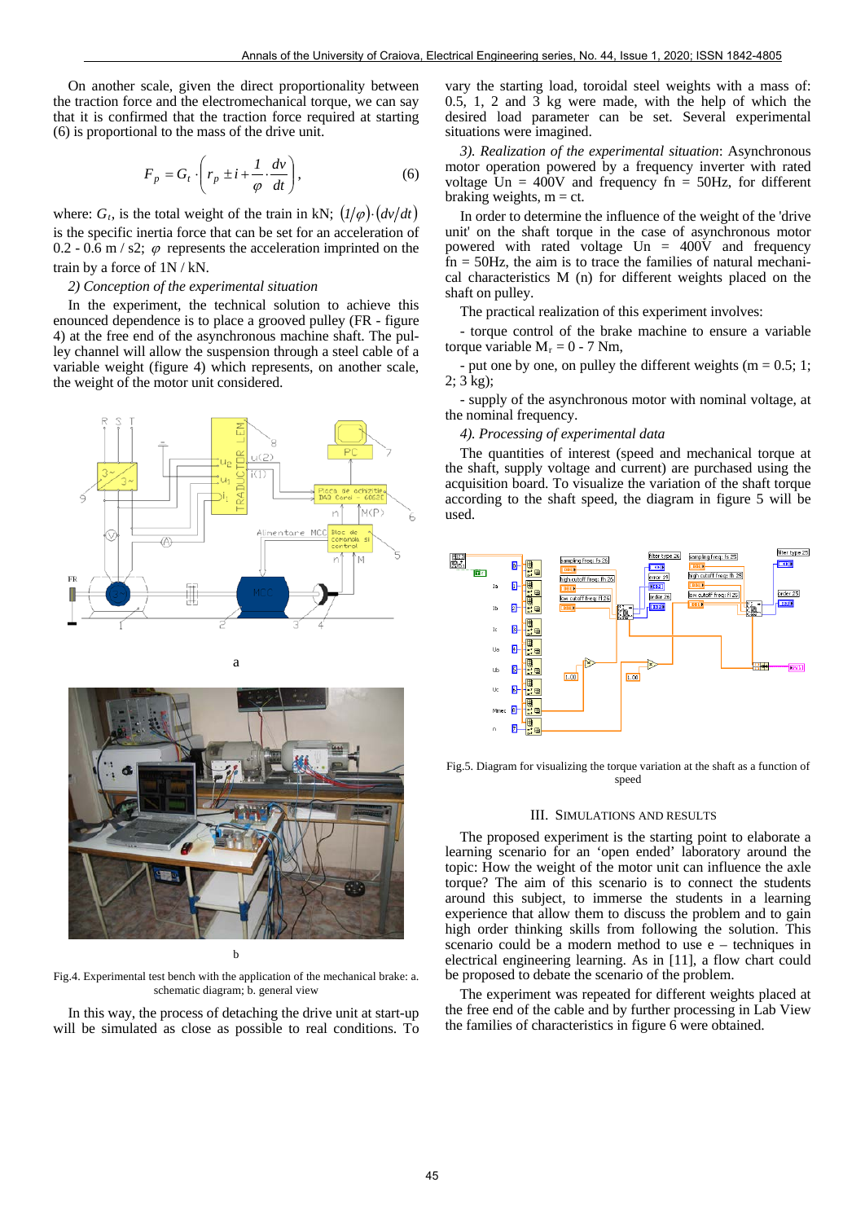On another scale, given the direct proportionality between the traction force and the electromechanical torque, we can say that it is confirmed that the traction force required at starting (6) is proportional to the mass of the drive unit.

$$F_p = G_t \cdot \left( r_p \pm i + \frac{1}{\varphi} \cdot \frac{dv}{dt} \right), \qquad (6)$$

where: $G_t$, is the total weight of the train in kN; $(1/\varphi)\cdot(dv/dt)$ is the specific inertia force that can be set for an acceleration of 0.2 - 0.6 m / s2; $\varphi$ represents the acceleration imprinted on the train by a force of 1N / kN.

*2) Conception of the experimental situation*

In the experiment, the technical solution to achieve this enounced dependence is to place a grooved pulley (FR - figure 4) at the free end of the asynchronous machine shaft. The pulley channel will allow the suspension through a steel cable of a variable weight (figure 4) which represents, on another scale, the weight of the motor unit considered.

a

b

Fig.4. Experimental test bench with the application of the mechanical brake: a. schematic diagram; b. general view

In this way, the process of detaching the drive unit at start-up will be simulated as close as possible to real conditions. To vary the starting load, toroidal steel weights with a mass of: 0.5, 1, 2 and 3 kg were made, with the help of which the desired load parameter can be set. Several experimental situations were imagined.

*3). Realization of the experimental situation*: Asynchronous motor operation powered by a frequency inverter with rated voltage Un = 400V and frequency fn = 50Hz, for different braking weights, m = ct.

In order to determine the influence of the weight of the 'drive unit' on the shaft torque in the case of asynchronous motor powered with rated voltage Un = 400V and frequency fn = 50Hz, the aim is to trace the families of natural mechanical characteristics M (n) for different weights placed on the shaft on pulley.

The practical realization of this experiment involves:

- torque control of the brake machine to ensure a variable torque variable $M_r$ = 0 - 7 Nm,

- put one by one, on pulley the different weights (m = 0.5; 1; 2; 3 kg);

- supply of the asynchronous motor with nominal voltage, at the nominal frequency.

*4). Processing of experimental data*

The quantities of interest (speed and mechanical torque at the shaft, supply voltage and current) are purchased using the acquisition board. To visualize the variation of the shaft torque according to the shaft speed, the diagram in figure 5 will be used.

Fig.5. Diagram for visualizing the torque variation at the shaft as a function of speed

## III. Simulations and Results

The proposed experiment is the starting point to elaborate a learning scenario for an 'open ended' laboratory around the topic: How the weight of the motor unit can influence the axle torque? The aim of this scenario is to connect the students around this subject, to immerse the students in a learning experience that allow them to discuss the problem and to gain high order thinking skills from following the solution. This scenario could be a modern method to use e – techniques in electrical engineering learning. As in [11], a flow chart could be proposed to debate the scenario of the problem.

The experiment was repeated for different weights placed at the free end of the cable and by further processing in Lab View the families of characteristics in figure 6 were obtained.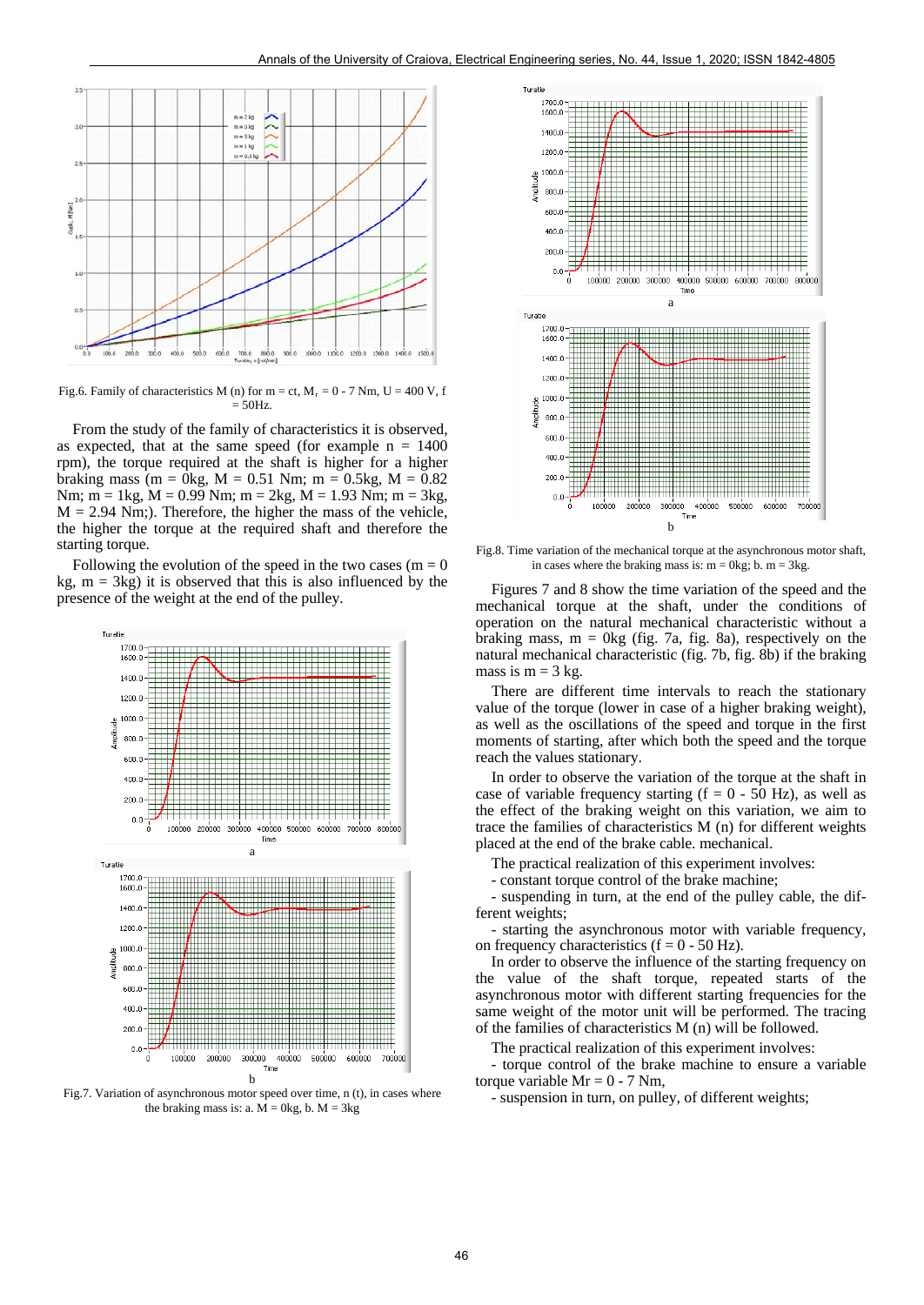Fig.6. Family of characteristics M (n) for m = ct, $M_r$ = 0 - 7 Nm, U = 400 V, f = 50Hz.

From the study of the family of characteristics it is observed, as expected, that at the same speed (for example n = 1400 rpm), the torque required at the shaft is higher for a higher braking mass (m = 0kg, M = 0.51 Nm; m = 0.5kg, M = 0.82 Nm; m = 1kg, M = 0.99 Nm; m = 2kg, M = 1.93 Nm; m = 3kg, M = 2.94 Nm;). Therefore, the higher the mass of the vehicle, the higher the torque at the required shaft and therefore the starting torque.

Following the evolution of the speed in the two cases (m = 0 kg, m = 3kg) it is observed that this is also influenced by the presence of the weight at the end of the pulley.

Fig.7. Variation of asynchronous motor speed over time, n (t), in cases where the braking mass is: a. M = 0kg, b. M = 3kg

Fig.8. Time variation of the mechanical torque at the asynchronous motor shaft, in cases where the braking mass is: m = 0kg; b. m = 3kg.

Figures 7 and 8 show the time variation of the speed and the mechanical torque at the shaft, under the conditions of operation on the natural mechanical characteristic without a braking mass, m = 0kg (fig. 7a, fig. 8a), respectively on the natural mechanical characteristic (fig. 7b, fig. 8b) if the braking mass is m = 3 kg.

There are different time intervals to reach the stationary value of the torque (lower in case of a higher braking weight), as well as the oscillations of the speed and torque in the first moments of starting, after which both the speed and the torque reach the values stationary.

In order to observe the variation of the torque at the shaft in case of variable frequency starting (f = 0 - 50 Hz), as well as the effect of the braking weight on this variation, we aim to trace the families of characteristics M (n) for different weights placed at the end of the brake cable. mechanical.

The practical realization of this experiment involves:

- constant torque control of the brake machine;
- suspending in turn, at the end of the pulley cable, the different weights;
- starting the asynchronous motor with variable frequency, on frequency characteristics (f = 0 - 50 Hz).

In order to observe the influence of the starting frequency on the value of the shaft torque, repeated starts of the asynchronous motor with different starting frequencies for the same weight of the motor unit will be performed. The tracing of the families of characteristics M (n) will be followed.

The practical realization of this experiment involves:

- torque control of the brake machine to ensure a variable torque variable Mr = 0 - 7 Nm,
- suspension in turn, on pulley, of different weights;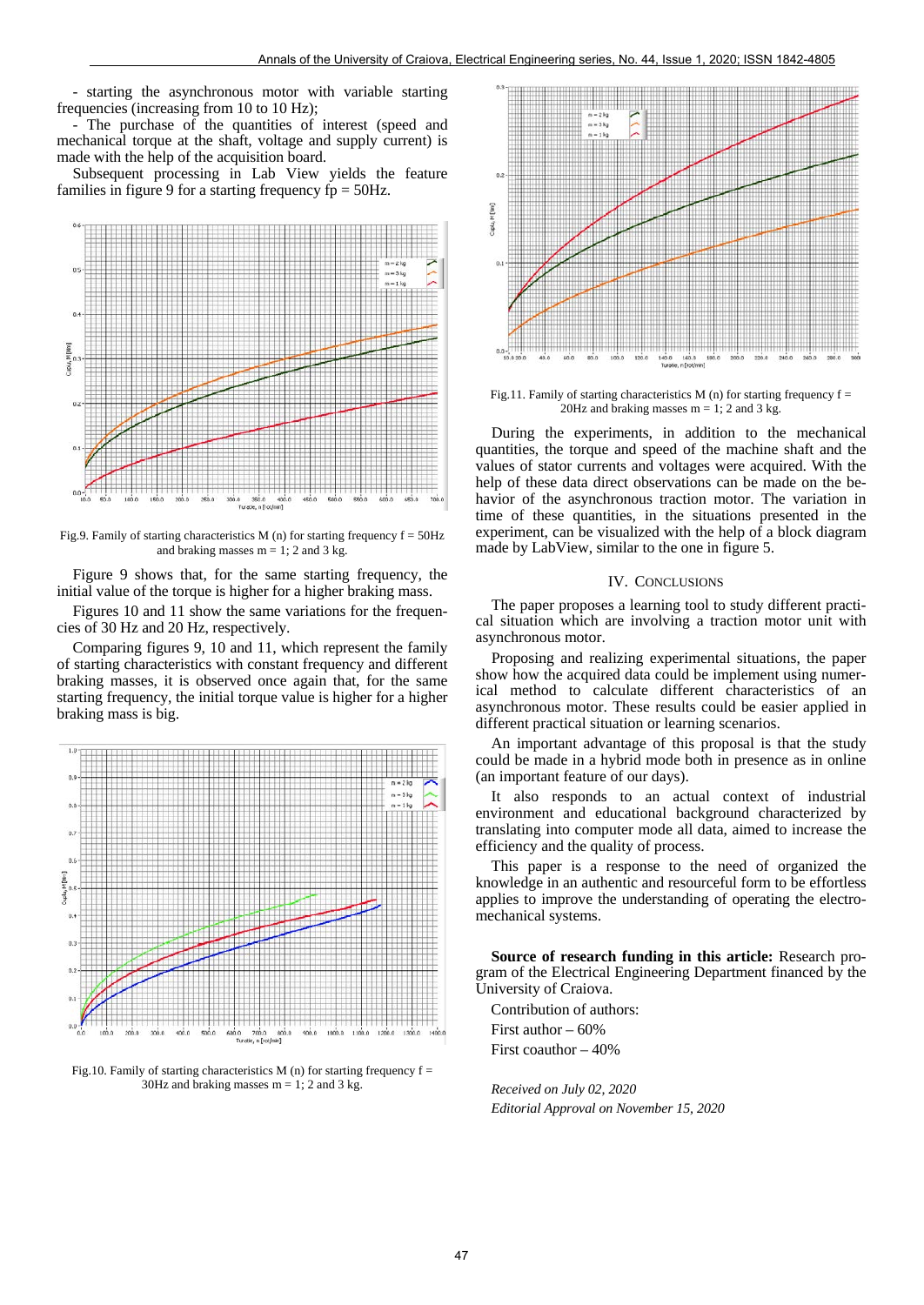- starting the asynchronous motor with variable starting frequencies (increasing from 10 to 10 Hz);

- The purchase of the quantities of interest (speed and mechanical torque at the shaft, voltage and supply current) is made with the help of the acquisition board.

Subsequent processing in Lab View yields the feature families in figure 9 for a starting frequency fp = 50Hz.

Fig.9. Family of starting characteristics M (n) for starting frequency f = 50Hz and braking masses m = 1; 2 and 3 kg.

Figure 9 shows that, for the same starting frequency, the initial value of the torque is higher for a higher braking mass.

Figures 10 and 11 show the same variations for the frequencies of 30 Hz and 20 Hz, respectively.

Comparing figures 9, 10 and 11, which represent the family of starting characteristics with constant frequency and different braking masses, it is observed once again that, for the same starting frequency, the initial torque value is higher for a higher braking mass is big.

Fig.10. Family of starting characteristics M (n) for starting frequency f = 30Hz and braking masses m = 1; 2 and 3 kg.

Fig.11. Family of starting characteristics M (n) for starting frequency f = 20Hz and braking masses m = 1; 2 and 3 kg.

During the experiments, in addition to the mechanical quantities, the torque and speed of the machine shaft and the values of stator currents and voltages were acquired. With the help of these data direct observations can be made on the behavior of the asynchronous traction motor. The variation in time of these quantities, in the situations presented in the experiment, can be visualized with the help of a block diagram made by LabView, similar to the one in figure 5.

## IV. Conclusions

The paper proposes a learning tool to study different practical situation which are involving a traction motor unit with asynchronous motor.

Proposing and realizing experimental situations, the paper show how the acquired data could be implement using numerical method to calculate different characteristics of an asynchronous motor. These results could be easier applied in different practical situation or learning scenarios.

An important advantage of this proposal is that the study could be made in a hybrid mode both in presence as in online (an important feature of our days).

It also responds to an actual context of industrial environment and educational background characterized by translating into computer mode all data, aimed to increase the efficiency and the quality of process.

This paper is a response to the need of organized the knowledge in an authentic and resourceful form to be effortless applies to improve the understanding of operating the electromechanical systems.

**Source of research funding in this article:** Research program of the Electrical Engineering Department financed by the University of Craiova.

Contribution of authors:

First author – 60%

First coauthor – 40%

*Received on July 02, 2020*

*Editorial Approval on November 15, 2020*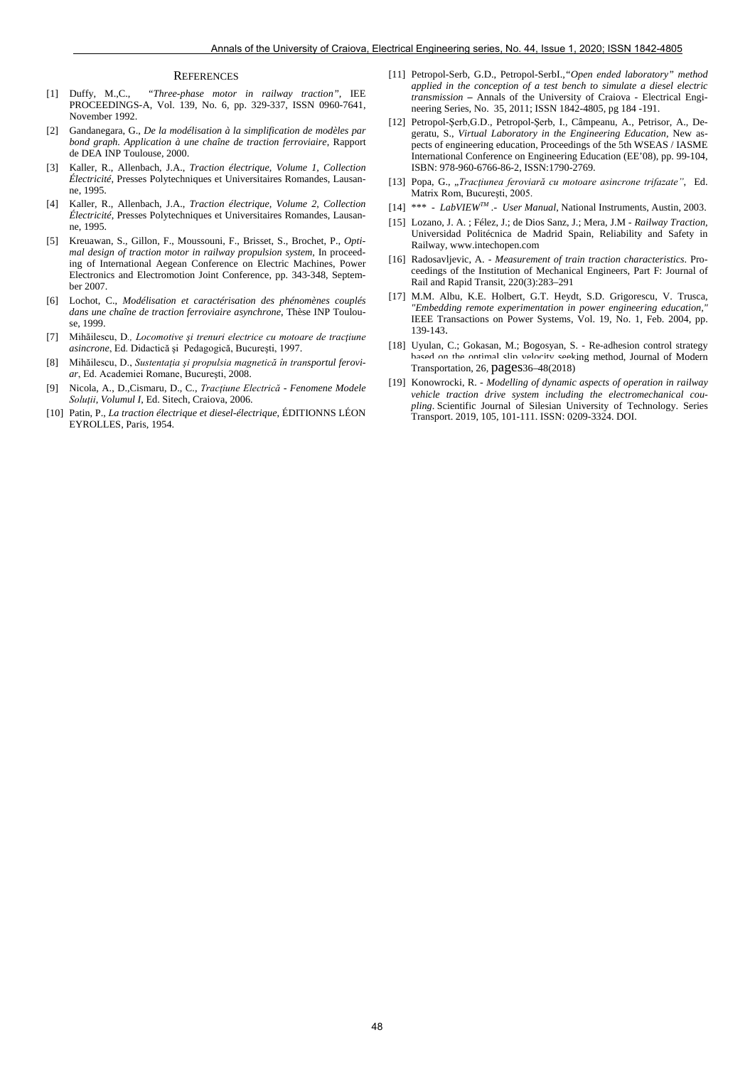## REFERENCES

[1] Duffy, M.,C., *"Three-phase motor in railway traction"*, IEE PROCEEDINGS-A, Vol. 139, No. 6, pp. 329-337, ISSN 0960-7641, November 1992.

[2] Gandanegara, G., *De la modélisation à la simplification de modèles par bond graph. Application à une chaîne de traction ferroviaire*, Rapport de DEA INP Toulouse, 2000.

[3] Kaller, R., Allenbach, J.A., *Traction électrique, Volume 1, Collection Électricité*, Presses Polytechniques et Universitaires Romandes, Lausanne, 1995.

[4] Kaller, R., Allenbach, J.A., *Traction électrique, Volume 2, Collection Électricité*, Presses Polytechniques et Universitaires Romandes, Lausanne, 1995.

[5] Kreuawan, S., Gillon, F., Moussouni, F., Brisset, S., Brochet, P., *Optimal design of traction motor in railway propulsion system*, In proceeding of International Aegean Conference on Electric Machines, Power Electronics and Electromotion Joint Conference, pp. 343-348, September 2007.

[6] Lochot, C., *Modélisation et caractérisation des phénomènes couplés dans une chaîne de traction ferroviaire asynchrone*, Thèse INP Toulouse, 1999.

[7] Mihăilescu, D., *Locomotive şi trenuri electrice cu motoare de tracţiune asincrone*, Ed. Didactică şi Pedagogică, Bucureşti, 1997.

[8] Mihăilescu, D., *Sustentaţia şi propulsia magnetică în transportul feroviar*, Ed. Academiei Romane, Bucureşti, 2008.

[9] Nicola, A., D.,Cismaru, D., C., *Tracţiune Electrică - Fenomene Modele Soluţii, Volumul I*, Ed. Sitech, Craiova, 2006.

[10] Patin, P., *La traction électrique et diesel-électrique*, ÉDITIONNS LÉON EYROLLES, Paris, 1954.

[11] Petropol-Serb, G.D., Petropol-SerbI.,*"Open ended laboratory" method applied in the conception of a test bench to simulate a diesel electric transmission* – Annals of the University of Craiova - Electrical Engineering Series, No. 35, 2011; ISSN 1842-4805, pg 184 -191.

[12] Petropol-Şerb,G.D., Petropol-Şerb, I., Câmpeanu, A., Petrisor, A., Degeratu, S., *Virtual Laboratory in the Engineering Education*, New aspects of engineering education, Proceedings of the 5th WSEAS / IASME International Conference on Engineering Education (EE'08), pp. 99-104, ISBN: 978-960-6766-86-2, ISSN:1790-2769.

[13] Popa, G., *„Tracţiunea feroviară cu motoare asincrone trifazate"*, Ed. Matrix Rom, Bucureşti, 2005.

[14] *** - *LabVIEW™ .- User Manual*, National Instruments, Austin, 2003.

[15] Lozano, J. A. ; Félez, J.; de Dios Sanz, J.; Mera, J.M - *Railway Traction*, Universidad Politécnica de Madrid Spain, Reliability and Safety in Railway, www.intechopen.com

[16] Radosavljevic, A. - *Measurement of train traction characteristics*. Proceedings of the Institution of Mechanical Engineers, Part F: Journal of Rail and Rapid Transit, 220(3):283–291

[17] M.M. Albu, K.E. Holbert, G.T. Heydt, S.D. Grigorescu, V. Trusca, *"Embedding remote experimentation in power engineering education,"* IEEE Transactions on Power Systems, Vol. 19, No. 1, Feb. 2004, pp. 139-143.

[18] Uyulan, C.; Gokasan, M.; Bogosyan, S. - Re-adhesion control strategy based on the optimal slip velocity seeking method, Journal of Modern Transportation, 26, pages36–48(2018)

[19] Konowrocki, R. - *Modelling of dynamic aspects of operation in railway vehicle traction drive system including the electromechanical coupling*. Scientific Journal of Silesian University of Technology. Series Transport. 2019, 105, 101-111. ISSN: 0209-3324. DOI.